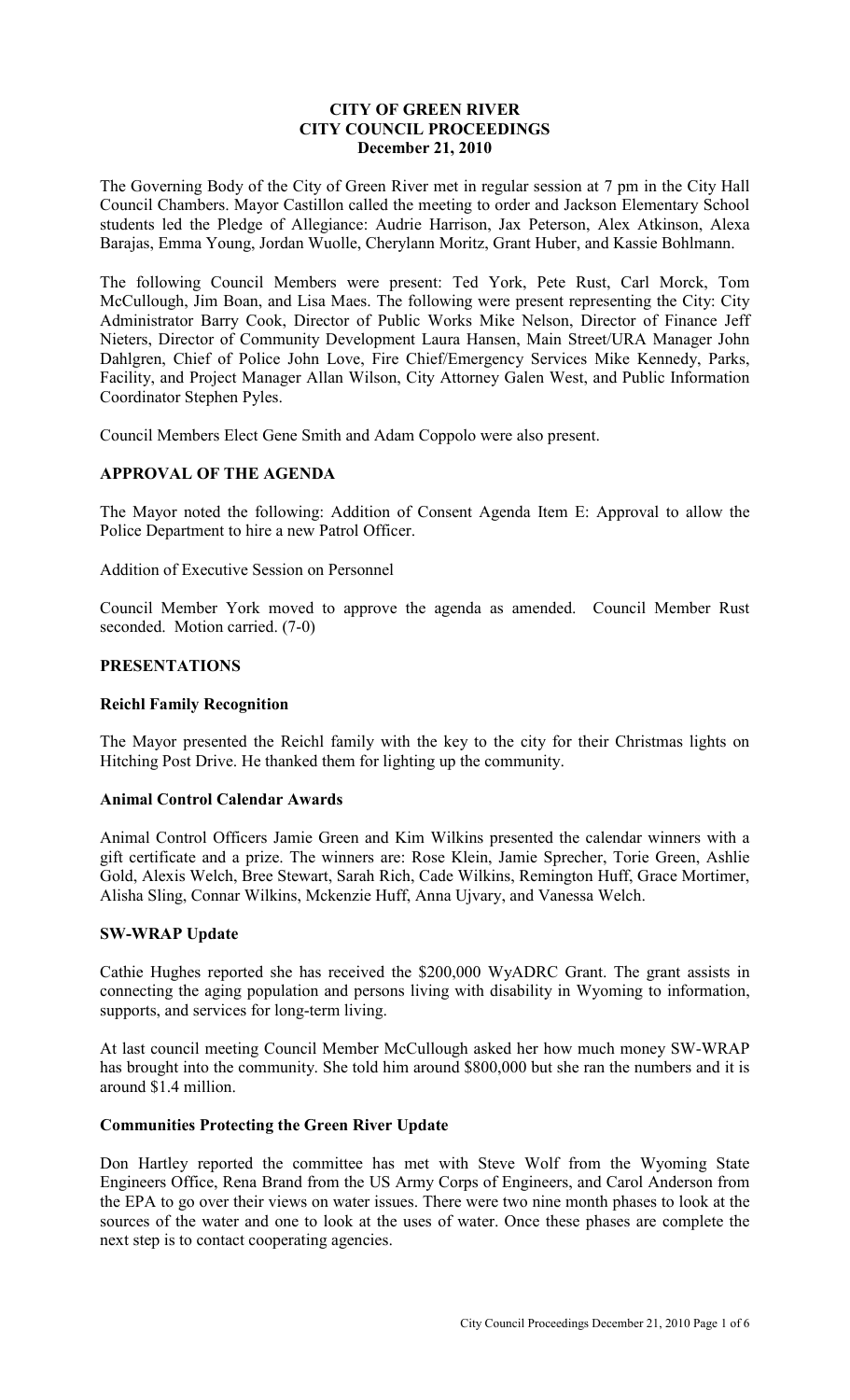# CITY OF GREEN RIVER
# CITY COUNCIL PROCEEDINGS
# December 21, 2010

The Governing Body of the City of Green River met in regular session at 7 pm in the City Hall Council Chambers. Mayor Castillon called the meeting to order and Jackson Elementary School students led the Pledge of Allegiance: Audrie Harrison, Jax Peterson, Alex Atkinson, Alexa Barajas, Emma Young, Jordan Wuolle, Cherylann Moritz, Grant Huber, and Kassie Bohlmann.

The following Council Members were present: Ted York, Pete Rust, Carl Morck, Tom McCullough, Jim Boan, and Lisa Maes. The following were present representing the City: City Administrator Barry Cook, Director of Public Works Mike Nelson, Director of Finance Jeff Nieters, Director of Community Development Laura Hansen, Main Street/URA Manager John Dahlgren, Chief of Police John Love, Fire Chief/Emergency Services Mike Kennedy, Parks, Facility, and Project Manager Allan Wilson, City Attorney Galen West, and Public Information Coordinator Stephen Pyles.

Council Members Elect Gene Smith and Adam Coppolo were also present.

## APPROVAL OF THE AGENDA

The Mayor noted the following: Addition of Consent Agenda Item E: Approval to allow the Police Department to hire a new Patrol Officer.

Addition of Executive Session on Personnel

Council Member York moved to approve the agenda as amended. Council Member Rust seconded. Motion carried. (7-0)

## PRESENTATIONS

### Reichl Family Recognition

The Mayor presented the Reichl family with the key to the city for their Christmas lights on Hitching Post Drive. He thanked them for lighting up the community.

### Animal Control Calendar Awards

Animal Control Officers Jamie Green and Kim Wilkins presented the calendar winners with a gift certificate and a prize. The winners are: Rose Klein, Jamie Sprecher, Torie Green, Ashlie Gold, Alexis Welch, Bree Stewart, Sarah Rich, Cade Wilkins, Remington Huff, Grace Mortimer, Alisha Sling, Connar Wilkins, Mckenzie Huff, Anna Ujvary, and Vanessa Welch.

### SW-WRAP Update

Cathie Hughes reported she has received the $200,000 WyADRC Grant. The grant assists in connecting the aging population and persons living with disability in Wyoming to information, supports, and services for long-term living.

At last council meeting Council Member McCullough asked her how much money SW-WRAP has brought into the community. She told him around $800,000 but she ran the numbers and it is around $1.4 million.

### Communities Protecting the Green River Update

Don Hartley reported the committee has met with Steve Wolf from the Wyoming State Engineers Office, Rena Brand from the US Army Corps of Engineers, and Carol Anderson from the EPA to go over their views on water issues. There were two nine month phases to look at the sources of the water and one to look at the uses of water. Once these phases are complete the next step is to contact cooperating agencies.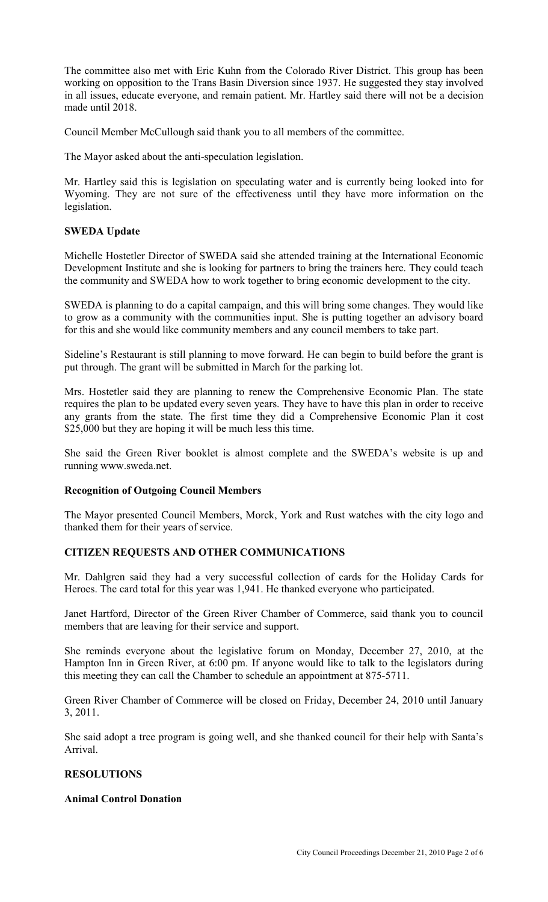The committee also met with Eric Kuhn from the Colorado River District. This group has been working on opposition to the Trans Basin Diversion since 1937. He suggested they stay involved in all issues, educate everyone, and remain patient. Mr. Hartley said there will not be a decision made until 2018.

Council Member McCullough said thank you to all members of the committee.

The Mayor asked about the anti-speculation legislation.

Mr. Hartley said this is legislation on speculating water and is currently being looked into for Wyoming. They are not sure of the effectiveness until they have more information on the legislation.

**SWEDA Update**

Michelle Hostetler Director of SWEDA said she attended training at the International Economic Development Institute and she is looking for partners to bring the trainers here. They could teach the community and SWEDA how to work together to bring economic development to the city.

SWEDA is planning to do a capital campaign, and this will bring some changes. They would like to grow as a community with the communities input. She is putting together an advisory board for this and she would like community members and any council members to take part.

Sideline's Restaurant is still planning to move forward. He can begin to build before the grant is put through. The grant will be submitted in March for the parking lot.

Mrs. Hostetler said they are planning to renew the Comprehensive Economic Plan. The state requires the plan to be updated every seven years. They have to have this plan in order to receive any grants from the state. The first time they did a Comprehensive Economic Plan it cost $25,000 but they are hoping it will be much less this time.

She said the Green River booklet is almost complete and the SWEDA's website is up and running www.sweda.net.

**Recognition of Outgoing Council Members**

The Mayor presented Council Members, Morck, York and Rust watches with the city logo and thanked them for their years of service.

**CITIZEN REQUESTS AND OTHER COMMUNICATIONS**

Mr. Dahlgren said they had a very successful collection of cards for the Holiday Cards for Heroes. The card total for this year was 1,941. He thanked everyone who participated.

Janet Hartford, Director of the Green River Chamber of Commerce, said thank you to council members that are leaving for their service and support.

She reminds everyone about the legislative forum on Monday, December 27, 2010, at the Hampton Inn in Green River, at 6:00 pm. If anyone would like to talk to the legislators during this meeting they can call the Chamber to schedule an appointment at 875-5711.

Green River Chamber of Commerce will be closed on Friday, December 24, 2010 until January 3, 2011.

She said adopt a tree program is going well, and she thanked council for their help with Santa's Arrival.

**RESOLUTIONS**

**Animal Control Donation**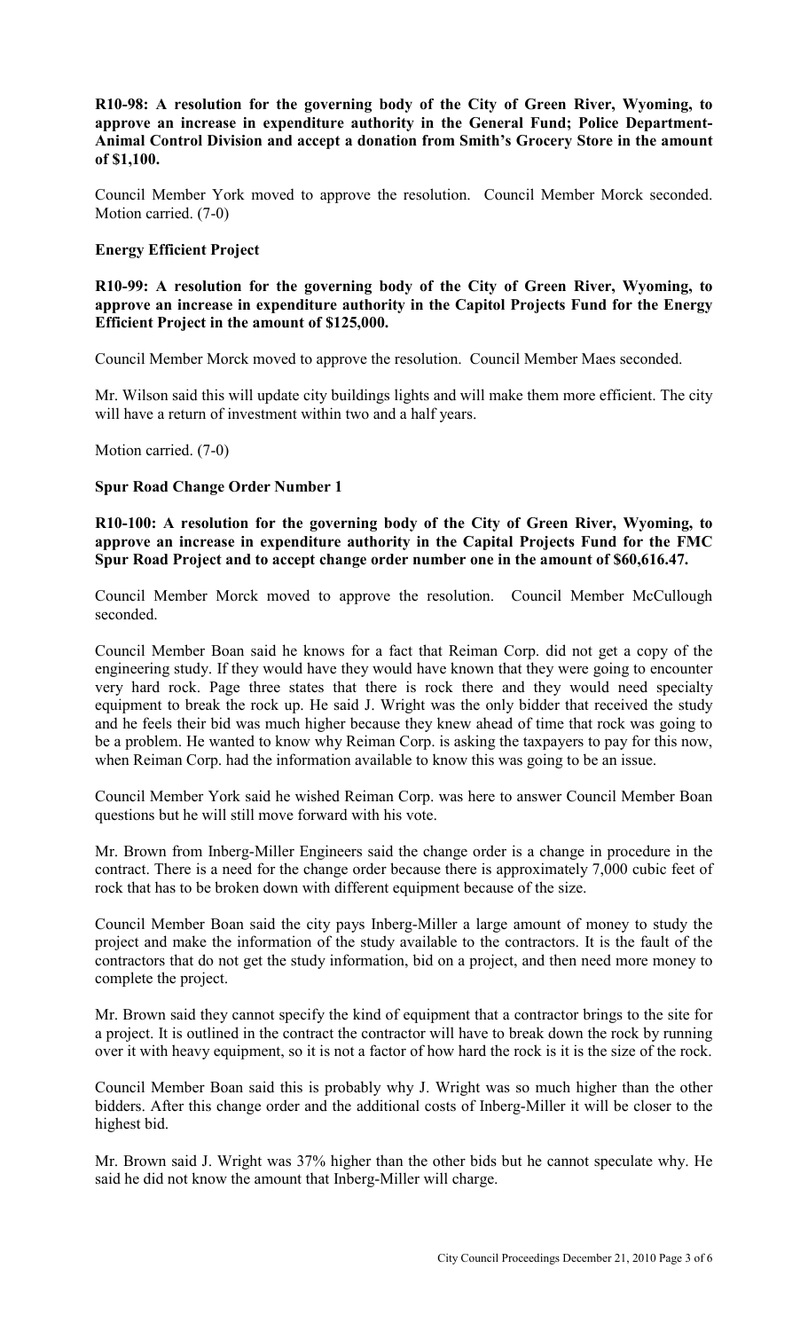**R10-98: A resolution for the governing body of the City of Green River, Wyoming, to approve an increase in expenditure authority in the General Fund; Police Department-Animal Control Division and accept a donation from Smith's Grocery Store in the amount of $1,100.**

Council Member York moved to approve the resolution. Council Member Morck seconded. Motion carried. (7-0)

**Energy Efficient Project**

**R10-99: A resolution for the governing body of the City of Green River, Wyoming, to approve an increase in expenditure authority in the Capitol Projects Fund for the Energy Efficient Project in the amount of $125,000.**

Council Member Morck moved to approve the resolution. Council Member Maes seconded.

Mr. Wilson said this will update city buildings lights and will make them more efficient. The city will have a return of investment within two and a half years.

Motion carried. (7-0)

**Spur Road Change Order Number 1**

**R10-100: A resolution for the governing body of the City of Green River, Wyoming, to approve an increase in expenditure authority in the Capital Projects Fund for the FMC Spur Road Project and to accept change order number one in the amount of $60,616.47.**

Council Member Morck moved to approve the resolution. Council Member McCullough seconded.

Council Member Boan said he knows for a fact that Reiman Corp. did not get a copy of the engineering study. If they would have they would have known that they were going to encounter very hard rock. Page three states that there is rock there and they would need specialty equipment to break the rock up. He said J. Wright was the only bidder that received the study and he feels their bid was much higher because they knew ahead of time that rock was going to be a problem. He wanted to know why Reiman Corp. is asking the taxpayers to pay for this now, when Reiman Corp. had the information available to know this was going to be an issue.

Council Member York said he wished Reiman Corp. was here to answer Council Member Boan questions but he will still move forward with his vote.

Mr. Brown from Inberg-Miller Engineers said the change order is a change in procedure in the contract. There is a need for the change order because there is approximately 7,000 cubic feet of rock that has to be broken down with different equipment because of the size.

Council Member Boan said the city pays Inberg-Miller a large amount of money to study the project and make the information of the study available to the contractors. It is the fault of the contractors that do not get the study information, bid on a project, and then need more money to complete the project.

Mr. Brown said they cannot specify the kind of equipment that a contractor brings to the site for a project. It is outlined in the contract the contractor will have to break down the rock by running over it with heavy equipment, so it is not a factor of how hard the rock is it is the size of the rock.

Council Member Boan said this is probably why J. Wright was so much higher than the other bidders. After this change order and the additional costs of Inberg-Miller it will be closer to the highest bid.

Mr. Brown said J. Wright was 37% higher than the other bids but he cannot speculate why. He said he did not know the amount that Inberg-Miller will charge.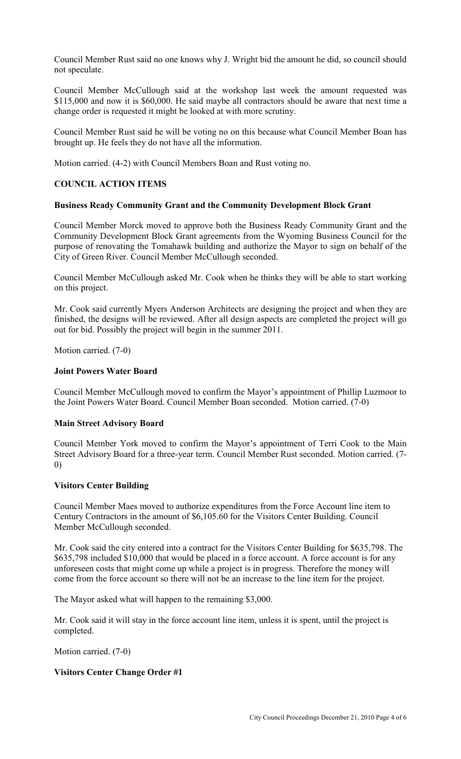Council Member Rust said no one knows why J. Wright bid the amount he did, so council should not speculate.

Council Member McCullough said at the workshop last week the amount requested was $115,000 and now it is $60,000. He said maybe all contractors should be aware that next time a change order is requested it might be looked at with more scrutiny.

Council Member Rust said he will be voting no on this because what Council Member Boan has brought up. He feels they do not have all the information.

Motion carried. (4-2) with Council Members Boan and Rust voting no.

## COUNCIL ACTION ITEMS

### Business Ready Community Grant and the Community Development Block Grant

Council Member Morck moved to approve both the Business Ready Community Grant and the Community Development Block Grant agreements from the Wyoming Business Council for the purpose of renovating the Tomahawk building and authorize the Mayor to sign on behalf of the City of Green River. Council Member McCullough seconded.

Council Member McCullough asked Mr. Cook when he thinks they will be able to start working on this project.

Mr. Cook said currently Myers Anderson Architects are designing the project and when they are finished, the designs will be reviewed. After all design aspects are completed the project will go out for bid. Possibly the project will begin in the summer 2011.

Motion carried. (7-0)

### Joint Powers Water Board

Council Member McCullough moved to confirm the Mayor's appointment of Phillip Luzmoor to the Joint Powers Water Board. Council Member Boan seconded. Motion carried. (7-0)

### Main Street Advisory Board

Council Member York moved to confirm the Mayor's appointment of Terri Cook to the Main Street Advisory Board for a three-year term. Council Member Rust seconded. Motion carried. (7-0)

### Visitors Center Building

Council Member Maes moved to authorize expenditures from the Force Account line item to Century Contractors in the amount of $6,105.60 for the Visitors Center Building. Council Member McCullough seconded.

Mr. Cook said the city entered into a contract for the Visitors Center Building for $635,798. The $635,798 included $10,000 that would be placed in a force account. A force account is for any unforeseen costs that might come up while a project is in progress. Therefore the money will come from the force account so there will not be an increase to the line item for the project.

The Mayor asked what will happen to the remaining $3,000.

Mr. Cook said it will stay in the force account line item, unless it is spent, until the project is completed.

Motion carried. (7-0)

### Visitors Center Change Order #1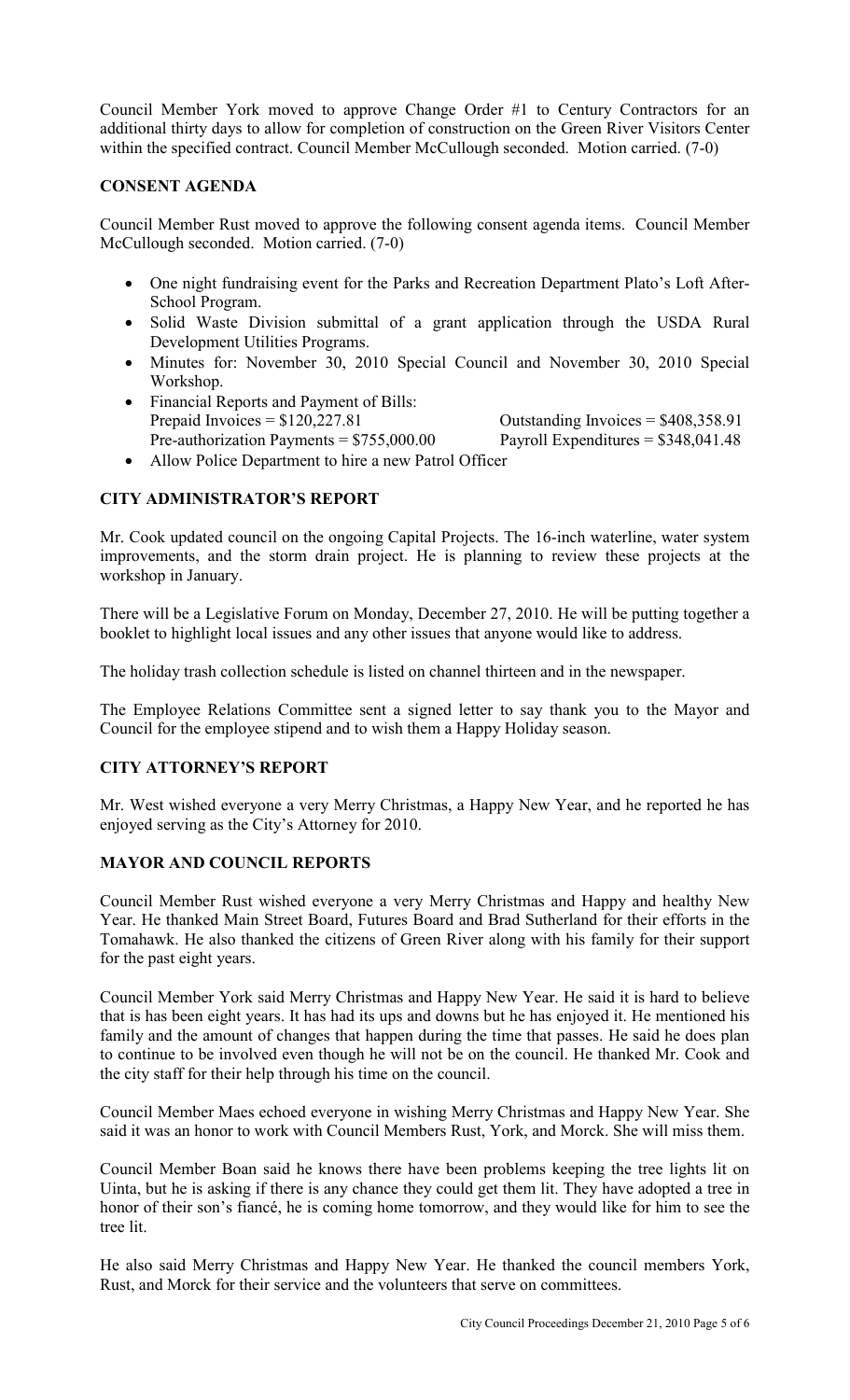Council Member York moved to approve Change Order #1 to Century Contractors for an additional thirty days to allow for completion of construction on the Green River Visitors Center within the specified contract. Council Member McCullough seconded. Motion carried. (7-0)

## CONSENT AGENDA

Council Member Rust moved to approve the following consent agenda items. Council Member McCullough seconded. Motion carried. (7-0)

- One night fundraising event for the Parks and Recreation Department Plato's Loft After-School Program.
- Solid Waste Division submittal of a grant application through the USDA Rural Development Utilities Programs.
- Minutes for: November 30, 2010 Special Council and November 30, 2010 Special Workshop.
- Financial Reports and Payment of Bills:
  Prepaid Invoices = $120,227.81 Outstanding Invoices = $408,358.91
  Pre-authorization Payments = $755,000.00 Payroll Expenditures = $348,041.48
- Allow Police Department to hire a new Patrol Officer

## CITY ADMINISTRATOR'S REPORT

Mr. Cook updated council on the ongoing Capital Projects. The 16-inch waterline, water system improvements, and the storm drain project. He is planning to review these projects at the workshop in January.

There will be a Legislative Forum on Monday, December 27, 2010. He will be putting together a booklet to highlight local issues and any other issues that anyone would like to address.

The holiday trash collection schedule is listed on channel thirteen and in the newspaper.

The Employee Relations Committee sent a signed letter to say thank you to the Mayor and Council for the employee stipend and to wish them a Happy Holiday season.

## CITY ATTORNEY'S REPORT

Mr. West wished everyone a very Merry Christmas, a Happy New Year, and he reported he has enjoyed serving as the City's Attorney for 2010.

## MAYOR AND COUNCIL REPORTS

Council Member Rust wished everyone a very Merry Christmas and Happy and healthy New Year. He thanked Main Street Board, Futures Board and Brad Sutherland for their efforts in the Tomahawk. He also thanked the citizens of Green River along with his family for their support for the past eight years.

Council Member York said Merry Christmas and Happy New Year. He said it is hard to believe that is has been eight years. It has had its ups and downs but he has enjoyed it. He mentioned his family and the amount of changes that happen during the time that passes. He said he does plan to continue to be involved even though he will not be on the council. He thanked Mr. Cook and the city staff for their help through his time on the council.

Council Member Maes echoed everyone in wishing Merry Christmas and Happy New Year. She said it was an honor to work with Council Members Rust, York, and Morck. She will miss them.

Council Member Boan said he knows there have been problems keeping the tree lights lit on Uinta, but he is asking if there is any chance they could get them lit. They have adopted a tree in honor of their son's fiancé, he is coming home tomorrow, and they would like for him to see the tree lit.

He also said Merry Christmas and Happy New Year. He thanked the council members York, Rust, and Morck for their service and the volunteers that serve on committees.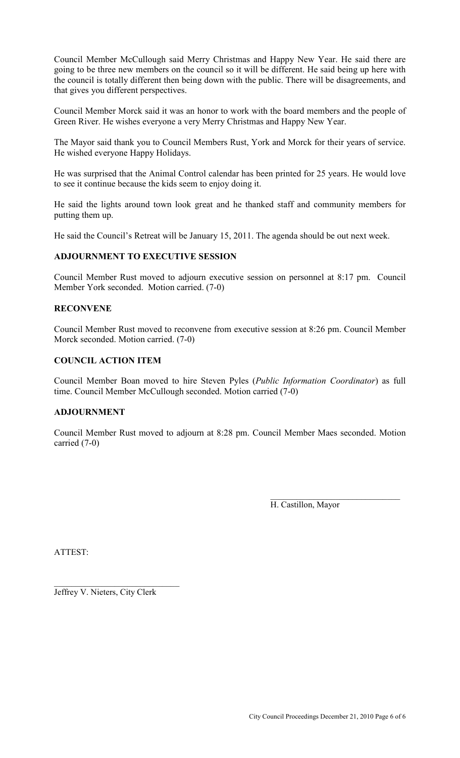Council Member McCullough said Merry Christmas and Happy New Year. He said there are going to be three new members on the council so it will be different. He said being up here with the council is totally different then being down with the public. There will be disagreements, and that gives you different perspectives.

Council Member Morck said it was an honor to work with the board members and the people of Green River. He wishes everyone a very Merry Christmas and Happy New Year.

The Mayor said thank you to Council Members Rust, York and Morck for their years of service. He wished everyone Happy Holidays.

He was surprised that the Animal Control calendar has been printed for 25 years. He would love to see it continue because the kids seem to enjoy doing it.

He said the lights around town look great and he thanked staff and community members for putting them up.

He said the Council's Retreat will be January 15, 2011. The agenda should be out next week.

**ADJOURNMENT TO EXECUTIVE SESSION**

Council Member Rust moved to adjourn executive session on personnel at 8:17 pm. Council Member York seconded. Motion carried. (7-0)

**RECONVENE**

Council Member Rust moved to reconvene from executive session at 8:26 pm. Council Member Morck seconded. Motion carried. (7-0)

**COUNCIL ACTION ITEM**

Council Member Boan moved to hire Steven Pyles (*Public Information Coordinator*) as full time. Council Member McCullough seconded. Motion carried (7-0)

**ADJOURNMENT**

Council Member Rust moved to adjourn at 8:28 pm. Council Member Maes seconded. Motion carried (7-0)

\_\_\_\_\_\_\_\_\_\_\_\_\_\_\_\_\_\_\_\_\_\_\_\_\_\_\_\_\_\_
H. Castillon, Mayor

ATTEST:

\_\_\_\_\_\_\_\_\_\_\_\_\_\_\_\_\_\_\_\_\_\_\_\_\_\_\_\_\_\_
Jeffrey V. Nieters, City Clerk